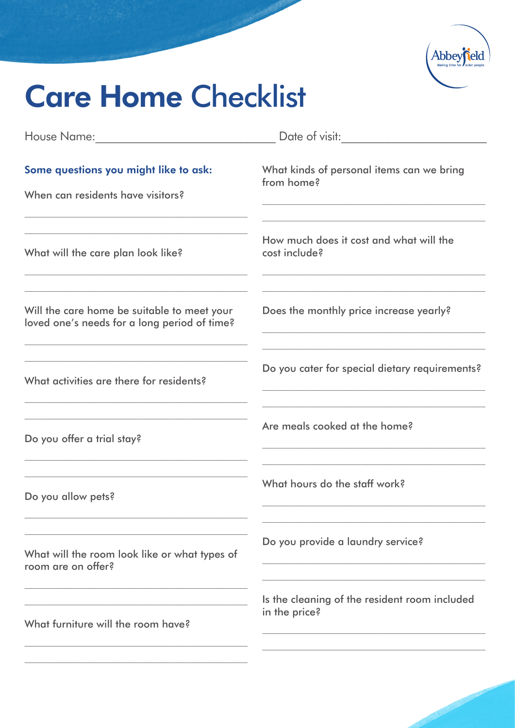# Care Home Checklist

House Name: ____________________________ Date of visit: ______________________

**Some questions you might like to ask:**

When can residents have visitors?

_______________________________________

_______________________________________

What will the care plan look like?

_______________________________________

_______________________________________

Will the care home be suitable to meet your loved one's needs for a long period of time?

_______________________________________

_______________________________________

What activities are there for residents?

_______________________________________

_______________________________________

Do you offer a trial stay?

_______________________________________

_______________________________________

Do you allow pets?

_______________________________________

_______________________________________

What will the room look like or what types of room are on offer?

_______________________________________

_______________________________________

What furniture will the room have?

_______________________________________

_______________________________________

What kinds of personal items can we bring from home?

_______________________________________

_______________________________________

How much does it cost and what will the cost include?

_______________________________________

_______________________________________

Does the monthly price increase yearly?

_______________________________________

_______________________________________

Do you cater for special dietary requirements?

_______________________________________

_______________________________________

Are meals cooked at the home?

_______________________________________

_______________________________________

What hours do the staff work?

_______________________________________

_______________________________________

Do you provide a laundry service?

_______________________________________

_______________________________________

Is the cleaning of the resident room included in the price?

_______________________________________

_______________________________________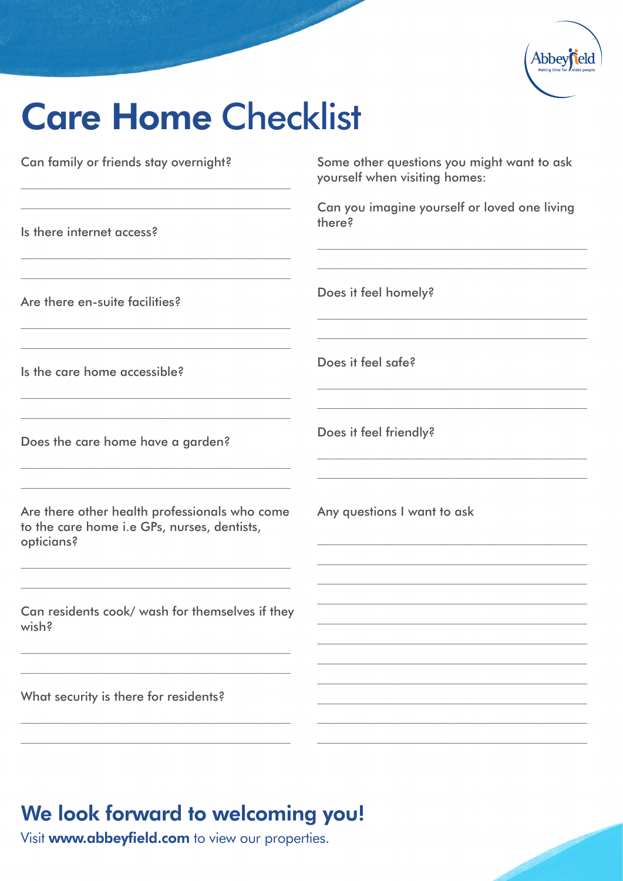# Care Home Checklist

Can family or friends stay overnight?

Is there internet access?

Are there en-suite facilities?

Is the care home accessible?

Does the care home have a garden?

Are there other health professionals who come to the care home i.e GPs, nurses, dentists, opticians?

Can residents cook/ wash for themselves if they wish?

What security is there for residents?

Some other questions you might want to ask yourself when visiting homes:

Can you imagine yourself or loved one living there?

Does it feel homely?

Does it feel safe?

Does it feel friendly?

Any questions I want to ask

## We look forward to welcoming you!

Visit **www.abbeyfield.com** to view our properties.